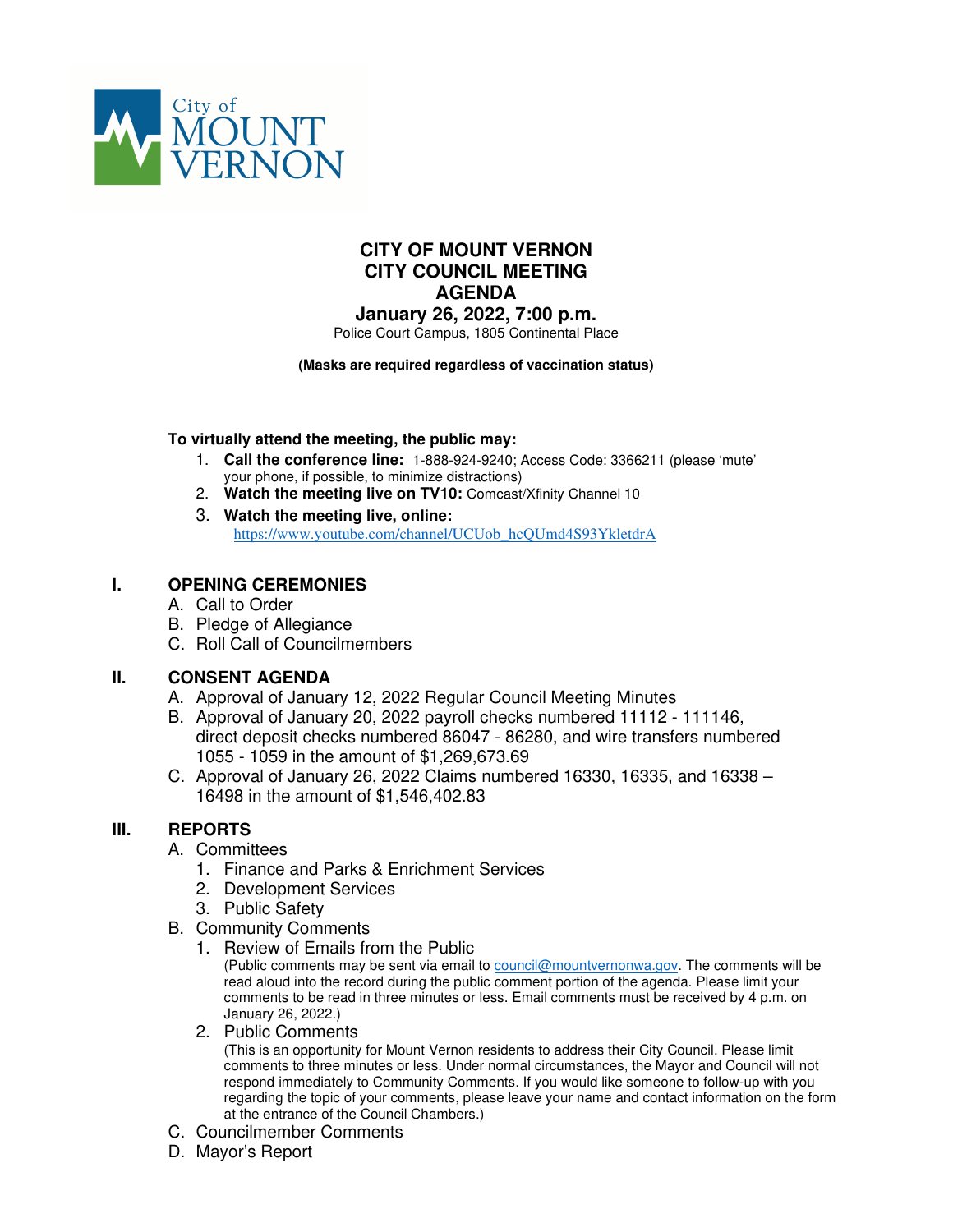City of MOUNT VERNON

# CITY OF MOUNT VERNON
# CITY COUNCIL MEETING
# AGENDA
## January 26, 2022, 7:00 p.m.

Police Court Campus, 1805 Continental Place

**(Masks are required regardless of vaccination status)**

**To virtually attend the meeting, the public may:**

1. **Call the conference line:** 1-888-924-9240; Access Code: 3366211 (please 'mute' your phone, if possible, to minimize distractions)
2. **Watch the meeting live on TV10:** Comcast/Xfinity Channel 10
3. **Watch the meeting live, online:** https://www.youtube.com/channel/UCUob_hcQUmd4S93YkletdrA

## I. OPENING CEREMONIES

A. Call to Order
B. Pledge of Allegiance
C. Roll Call of Councilmembers

## II. CONSENT AGENDA

A. Approval of January 12, 2022 Regular Council Meeting Minutes
B. Approval of January 20, 2022 payroll checks numbered 11112 - 111146, direct deposit checks numbered 86047 - 86280, and wire transfers numbered 1055 - 1059 in the amount of $1,269,673.69
C. Approval of January 26, 2022 Claims numbered 16330, 16335, and 16338 – 16498 in the amount of $1,546,402.83

## III. REPORTS

A. Committees
   1. Finance and Parks & Enrichment Services
   2. Development Services
   3. Public Safety

B. Community Comments
   1. Review of Emails from the Public
      (Public comments may be sent via email to council@mountvernonwa.gov. The comments will be read aloud into the record during the public comment portion of the agenda. Please limit your comments to be read in three minutes or less. Email comments must be received by 4 p.m. on January 26, 2022.)
   2. Public Comments
      (This is an opportunity for Mount Vernon residents to address their City Council. Please limit comments to three minutes or less. Under normal circumstances, the Mayor and Council will not respond immediately to Community Comments. If you would like someone to follow-up with you regarding the topic of your comments, please leave your name and contact information on the form at the entrance of the Council Chambers.)

C. Councilmember Comments
D. Mayor's Report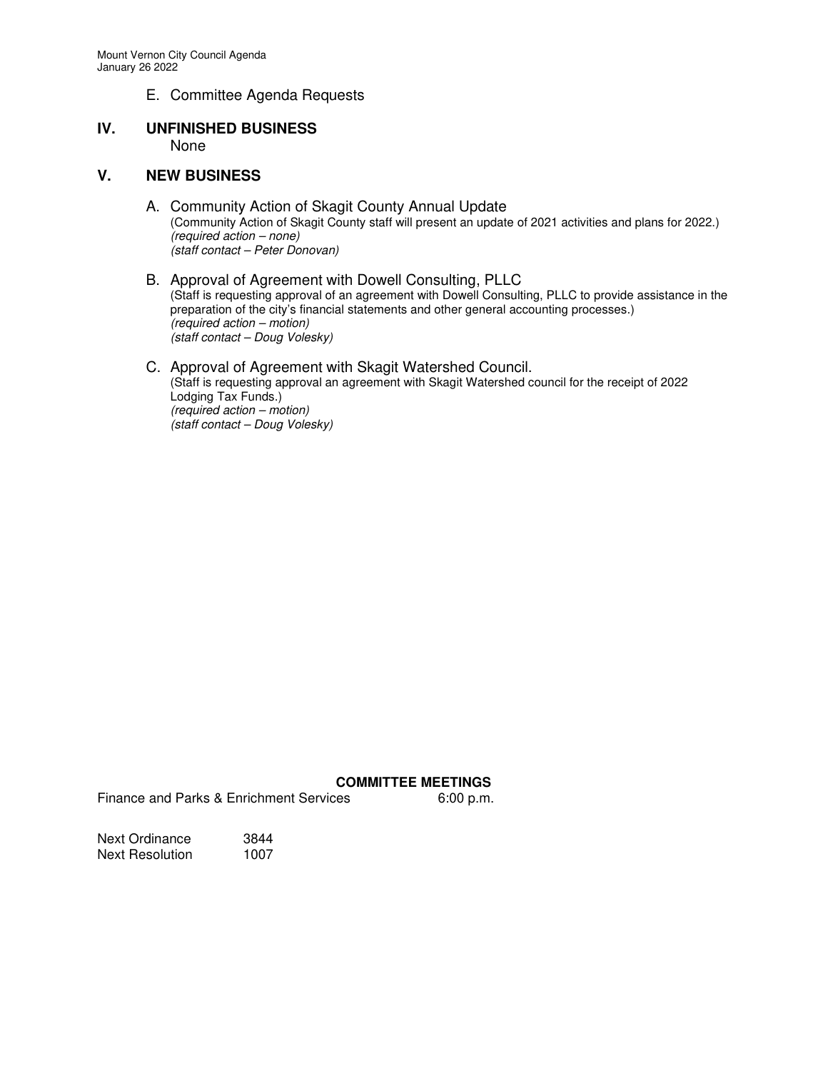E. Committee Agenda Requests

## IV. UNFINISHED BUSINESS

None

## V. NEW BUSINESS

A. Community Action of Skagit County Annual Update
(Community Action of Skagit County staff will present an update of 2021 activities and plans for 2022.)
*(required action – none)*
*(staff contact – Peter Donovan)*

B. Approval of Agreement with Dowell Consulting, PLLC
(Staff is requesting approval of an agreement with Dowell Consulting, PLLC to provide assistance in the preparation of the city's financial statements and other general accounting processes.)
*(required action – motion)*
*(staff contact – Doug Volesky)*

C. Approval of Agreement with Skagit Watershed Council.
(Staff is requesting approval an agreement with Skagit Watershed council for the receipt of 2022 Lodging Tax Funds.)
*(required action – motion)*
*(staff contact – Doug Volesky)*

**COMMITTEE MEETINGS**

| | |
|---|---|
| Finance and Parks & Enrichment Services | 6:00 p.m. |

| | |
|---|---|
| Next Ordinance | 3844 |
| Next Resolution | 1007 |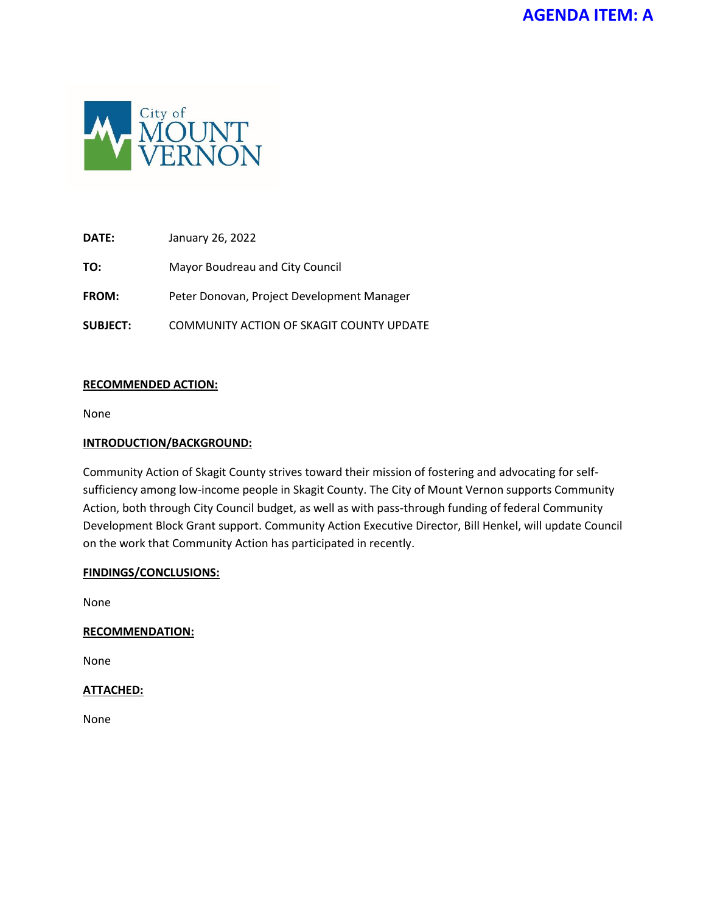**AGENDA ITEM: A**

City of MOUNT VERNON

| | |
|---|---|
| **DATE:** | January 26, 2022 |
| **TO:** | Mayor Boudreau and City Council |
| **FROM:** | Peter Donovan, Project Development Manager |
| **SUBJECT:** | COMMUNITY ACTION OF SKAGIT COUNTY UPDATE |

**RECOMMENDED ACTION:**

None

**INTRODUCTION/BACKGROUND:**

Community Action of Skagit County strives toward their mission of fostering and advocating for self-sufficiency among low-income people in Skagit County. The City of Mount Vernon supports Community Action, both through City Council budget, as well as with pass-through funding of federal Community Development Block Grant support. Community Action Executive Director, Bill Henkel, will update Council on the work that Community Action has participated in recently.

**FINDINGS/CONCLUSIONS:**

None

**RECOMMENDATION:**

None

**ATTACHED:**

None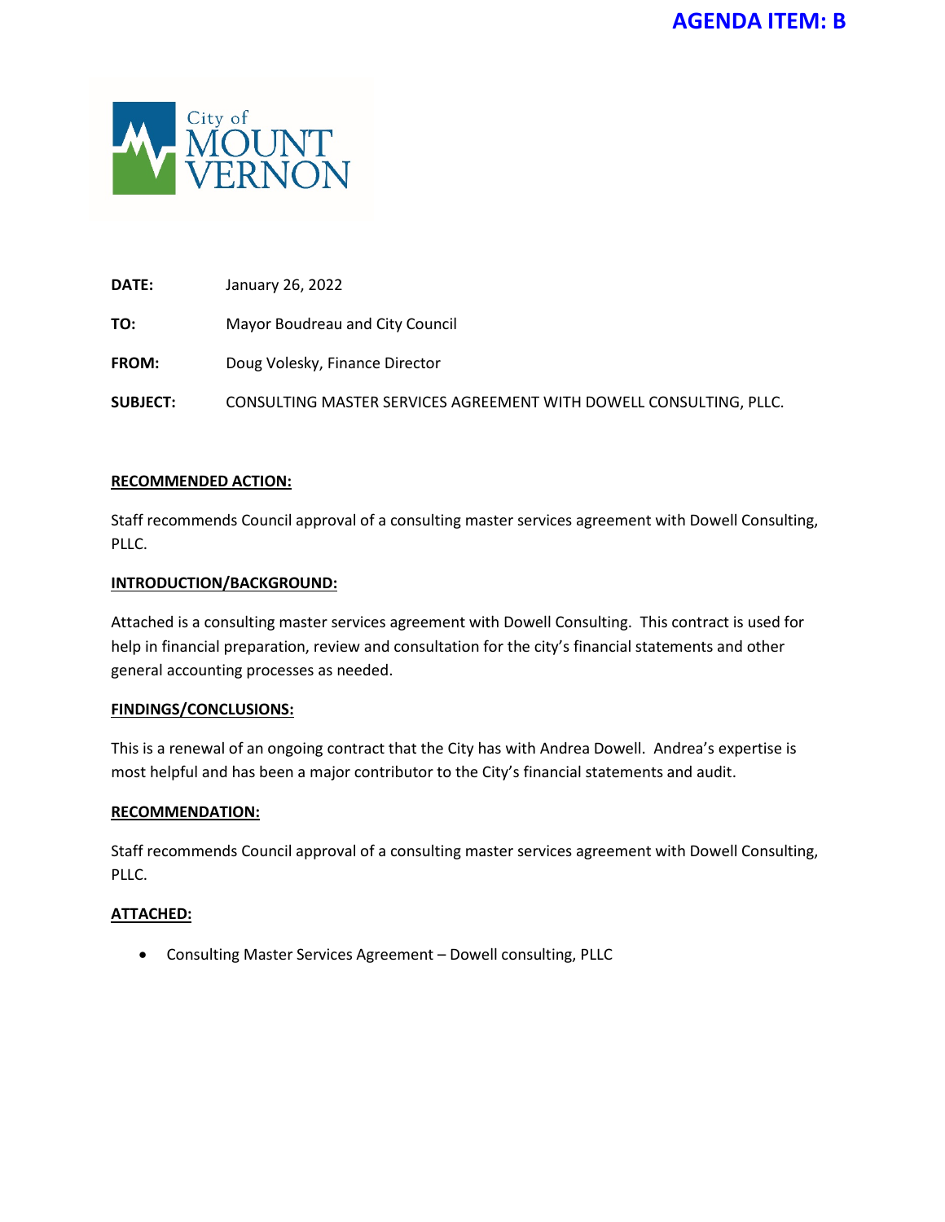**AGENDA ITEM: B**

City of MOUNT VERNON

| | |
|---|---|
| **DATE:** | January 26, 2022 |
| **TO:** | Mayor Boudreau and City Council |
| **FROM:** | Doug Volesky, Finance Director |
| **SUBJECT:** | CONSULTING MASTER SERVICES AGREEMENT WITH DOWELL CONSULTING, PLLC. |

**RECOMMENDED ACTION:**

Staff recommends Council approval of a consulting master services agreement with Dowell Consulting, PLLC.

**INTRODUCTION/BACKGROUND:**

Attached is a consulting master services agreement with Dowell Consulting. This contract is used for help in financial preparation, review and consultation for the city's financial statements and other general accounting processes as needed.

**FINDINGS/CONCLUSIONS:**

This is a renewal of an ongoing contract that the City has with Andrea Dowell. Andrea's expertise is most helpful and has been a major contributor to the City's financial statements and audit.

**RECOMMENDATION:**

Staff recommends Council approval of a consulting master services agreement with Dowell Consulting, PLLC.

**ATTACHED:**

- Consulting Master Services Agreement – Dowell consulting, PLLC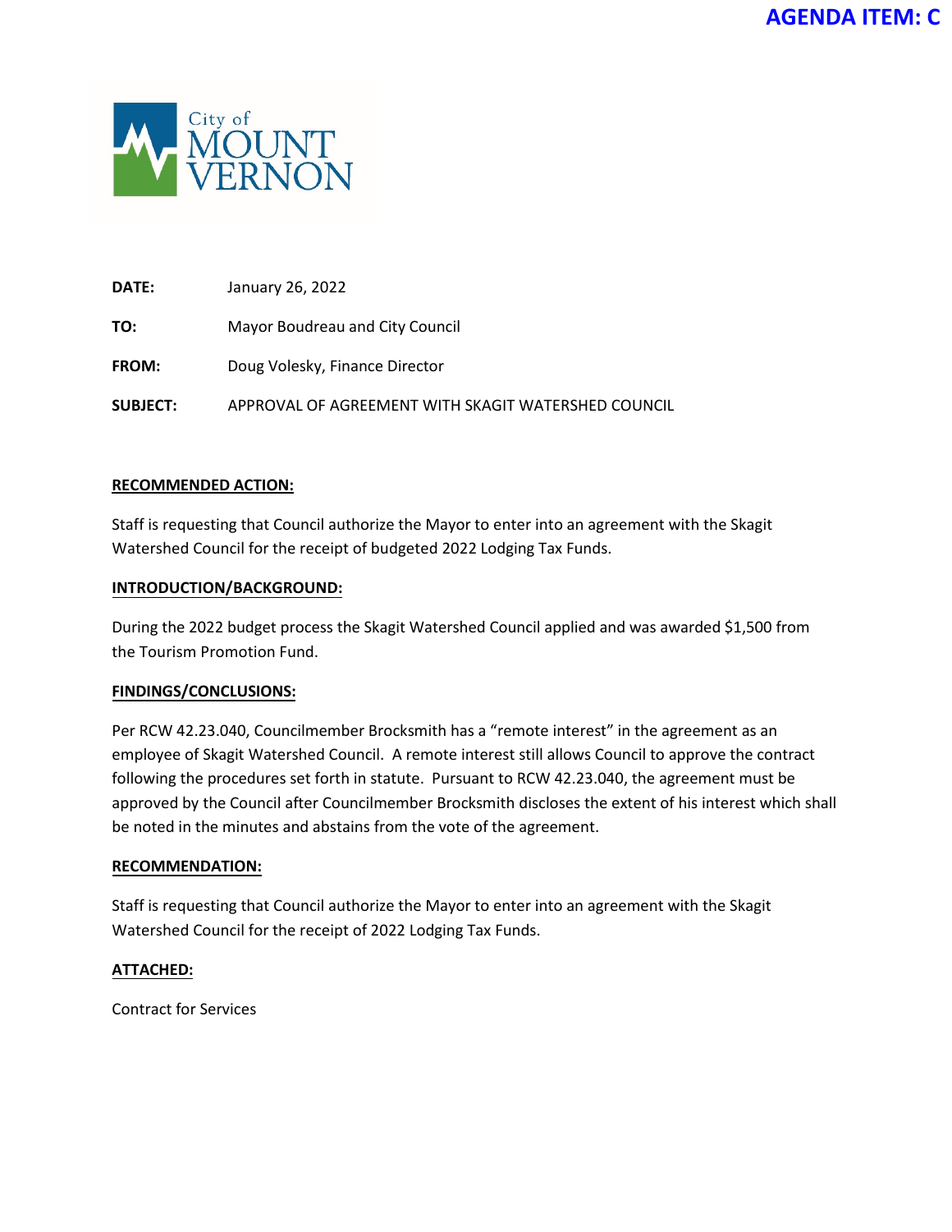**AGENDA ITEM: C**

City of MOUNT VERNON

**DATE:** January 26, 2022

**TO:** Mayor Boudreau and City Council

**FROM:** Doug Volesky, Finance Director

**SUBJECT:** APPROVAL OF AGREEMENT WITH SKAGIT WATERSHED COUNCIL

**RECOMMENDED ACTION:**

Staff is requesting that Council authorize the Mayor to enter into an agreement with the Skagit Watershed Council for the receipt of budgeted 2022 Lodging Tax Funds.

**INTRODUCTION/BACKGROUND:**

During the 2022 budget process the Skagit Watershed Council applied and was awarded $1,500 from the Tourism Promotion Fund.

**FINDINGS/CONCLUSIONS:**

Per RCW 42.23.040, Councilmember Brocksmith has a "remote interest" in the agreement as an employee of Skagit Watershed Council. A remote interest still allows Council to approve the contract following the procedures set forth in statute. Pursuant to RCW 42.23.040, the agreement must be approved by the Council after Councilmember Brocksmith discloses the extent of his interest which shall be noted in the minutes and abstains from the vote of the agreement.

**RECOMMENDATION:**

Staff is requesting that Council authorize the Mayor to enter into an agreement with the Skagit Watershed Council for the receipt of 2022 Lodging Tax Funds.

**ATTACHED:**

Contract for Services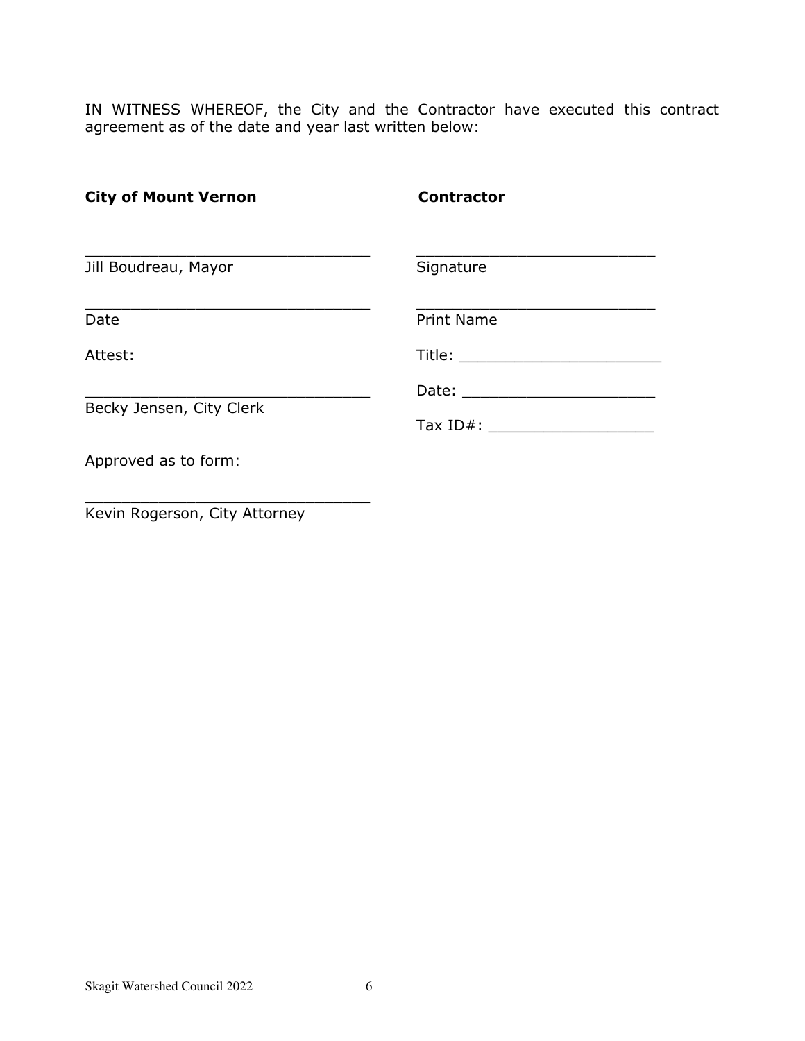IN WITNESS WHEREOF, the City and the Contractor have executed this contract agreement as of the date and year last written below:

| **City of Mount Vernon** | **Contractor** |
| --- | --- |
| ______________________________ | _________________________ |
| Jill Boudreau, Mayor | Signature |
| ______________________________ | _________________________ |
| Date | Print Name |
| Attest: | Title: _____________________ |
| ______________________________ | Date: ____________________ |
| Becky Jensen, City Clerk | Tax ID#: _________________ |
| Approved as to form: | |
| ______________________________ | |
| Kevin Rogerson, City Attorney | |